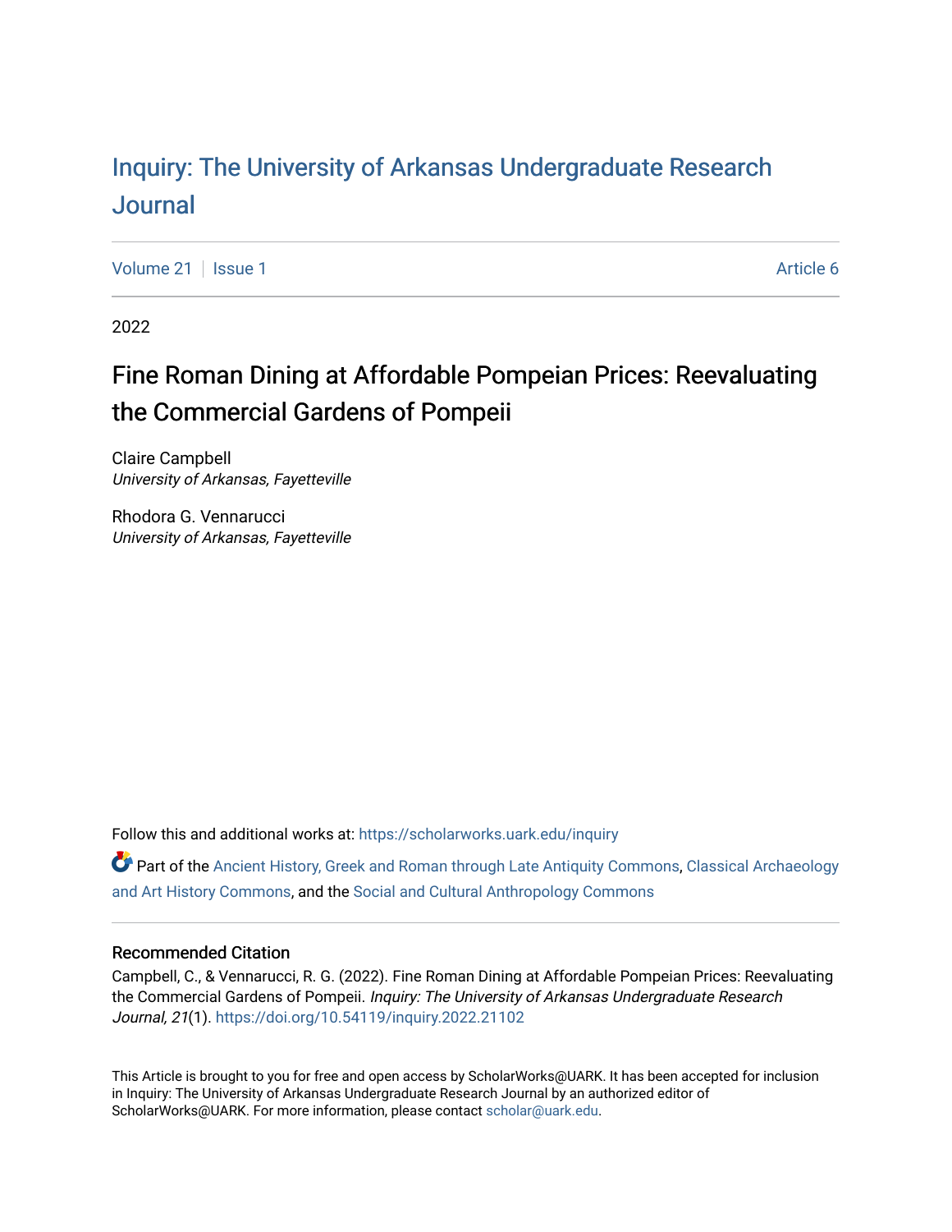# Inquiry: The University of Arkansas Undergraduate Research Journal

Volume 21 | Issue 1 | Article 6

2022

## Fine Roman Dining at Affordable Pompeian Prices: Reevaluating the Commercial Gardens of Pompeii

Claire Campbell
*University of Arkansas, Fayetteville*

Rhodora G. Vennarucci
*University of Arkansas, Fayetteville*

Follow this and additional works at: https://scholarworks.uark.edu/inquiry

Part of the Ancient History, Greek and Roman through Late Antiquity Commons, Classical Archaeology and Art History Commons, and the Social and Cultural Anthropology Commons

### Recommended Citation

Campbell, C., & Vennarucci, R. G. (2022). Fine Roman Dining at Affordable Pompeian Prices: Reevaluating the Commercial Gardens of Pompeii. *Inquiry: The University of Arkansas Undergraduate Research Journal, 21*(1). https://doi.org/10.54119/inquiry.2022.21102

This Article is brought to you for free and open access by ScholarWorks@UARK. It has been accepted for inclusion in Inquiry: The University of Arkansas Undergraduate Research Journal by an authorized editor of ScholarWorks@UARK. For more information, please contact scholar@uark.edu.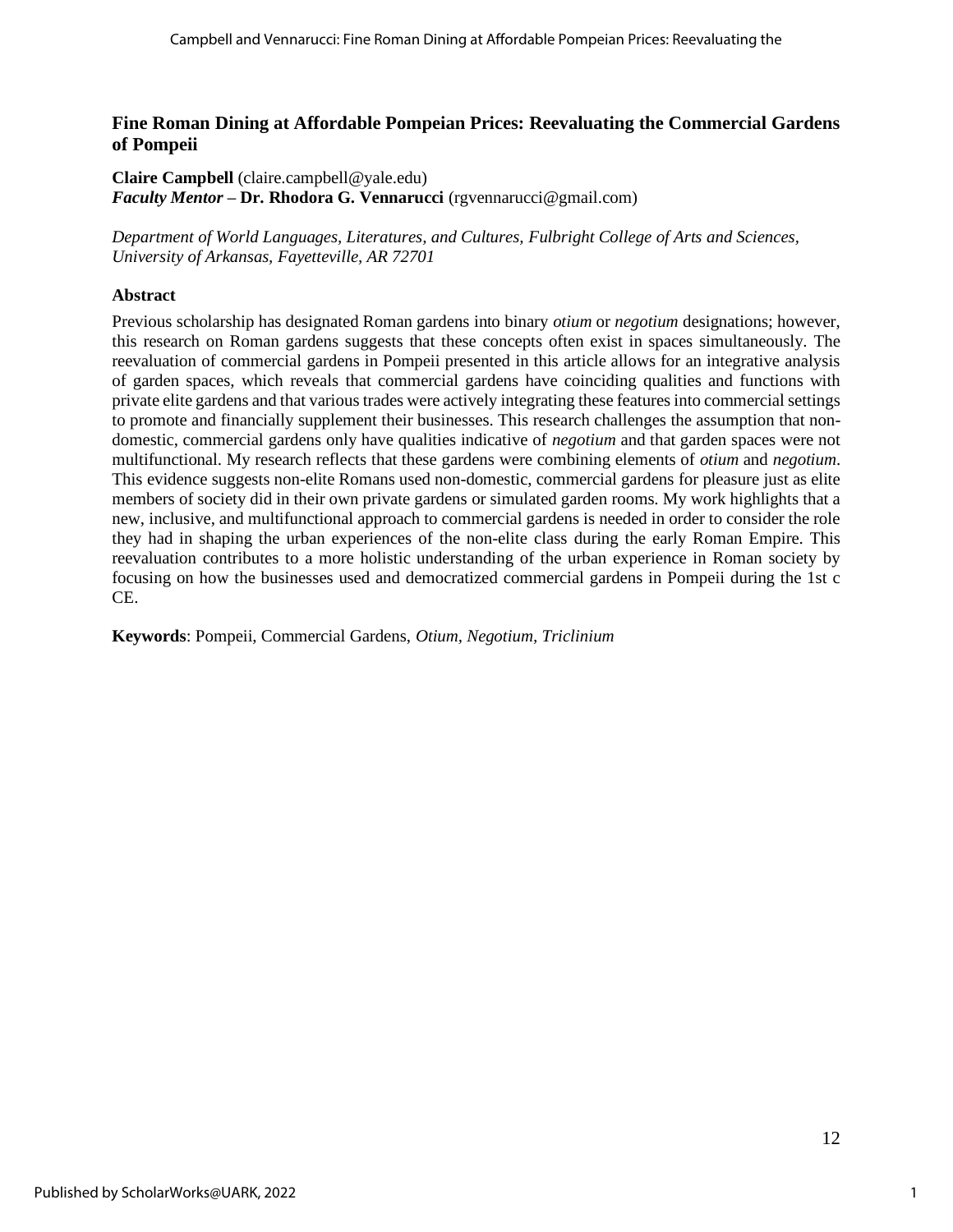# Fine Roman Dining at Affordable Pompeian Prices: Reevaluating the Commercial Gardens of Pompeii

**Claire Campbell** (claire.campbell@yale.edu)
***Faculty Mentor* – Dr. Rhodora G. Vennarucci** (rgvennarucci@gmail.com)

*Department of World Languages, Literatures, and Cultures, Fulbright College of Arts and Sciences, University of Arkansas, Fayetteville, AR 72701*

### Abstract

Previous scholarship has designated Roman gardens into binary *otium* or *negotium* designations; however, this research on Roman gardens suggests that these concepts often exist in spaces simultaneously. The reevaluation of commercial gardens in Pompeii presented in this article allows for an integrative analysis of garden spaces, which reveals that commercial gardens have coinciding qualities and functions with private elite gardens and that various trades were actively integrating these features into commercial settings to promote and financially supplement their businesses. This research challenges the assumption that non-domestic, commercial gardens only have qualities indicative of *negotium* and that garden spaces were not multifunctional. My research reflects that these gardens were combining elements of *otium* and *negotium*. This evidence suggests non-elite Romans used non-domestic, commercial gardens for pleasure just as elite members of society did in their own private gardens or simulated garden rooms. My work highlights that a new, inclusive, and multifunctional approach to commercial gardens is needed in order to consider the role they had in shaping the urban experiences of the non-elite class during the early Roman Empire. This reevaluation contributes to a more holistic understanding of the urban experience in Roman society by focusing on how the businesses used and democratized commercial gardens in Pompeii during the 1st c CE.

**Keywords**: Pompeii, Commercial Gardens, *Otium*, *Negotium*, *Triclinium*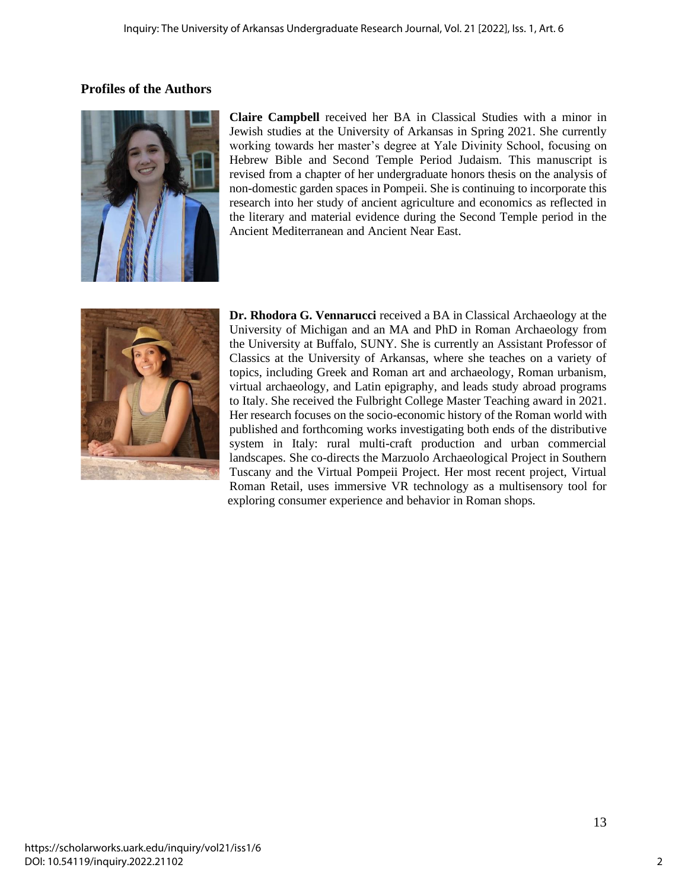## Profiles of the Authors

**Claire Campbell** received her BA in Classical Studies with a minor in Jewish studies at the University of Arkansas in Spring 2021. She currently working towards her master's degree at Yale Divinity School, focusing on Hebrew Bible and Second Temple Period Judaism. This manuscript is revised from a chapter of her undergraduate honors thesis on the analysis of non-domestic garden spaces in Pompeii. She is continuing to incorporate this research into her study of ancient agriculture and economics as reflected in the literary and material evidence during the Second Temple period in the Ancient Mediterranean and Ancient Near East.

**Dr. Rhodora G. Vennarucci** received a BA in Classical Archaeology at the University of Michigan and an MA and PhD in Roman Archaeology from the University at Buffalo, SUNY. She is currently an Assistant Professor of Classics at the University of Arkansas, where she teaches on a variety of topics, including Greek and Roman art and archaeology, Roman urbanism, virtual archaeology, and Latin epigraphy, and leads study abroad programs to Italy. She received the Fulbright College Master Teaching award in 2021. Her research focuses on the socio-economic history of the Roman world with published and forthcoming works investigating both ends of the distributive system in Italy: rural multi-craft production and urban commercial landscapes. She co-directs the Marzuolo Archaeological Project in Southern Tuscany and the Virtual Pompeii Project. Her most recent project, Virtual Roman Retail, uses immersive VR technology as a multisensory tool for exploring consumer experience and behavior in Roman shops.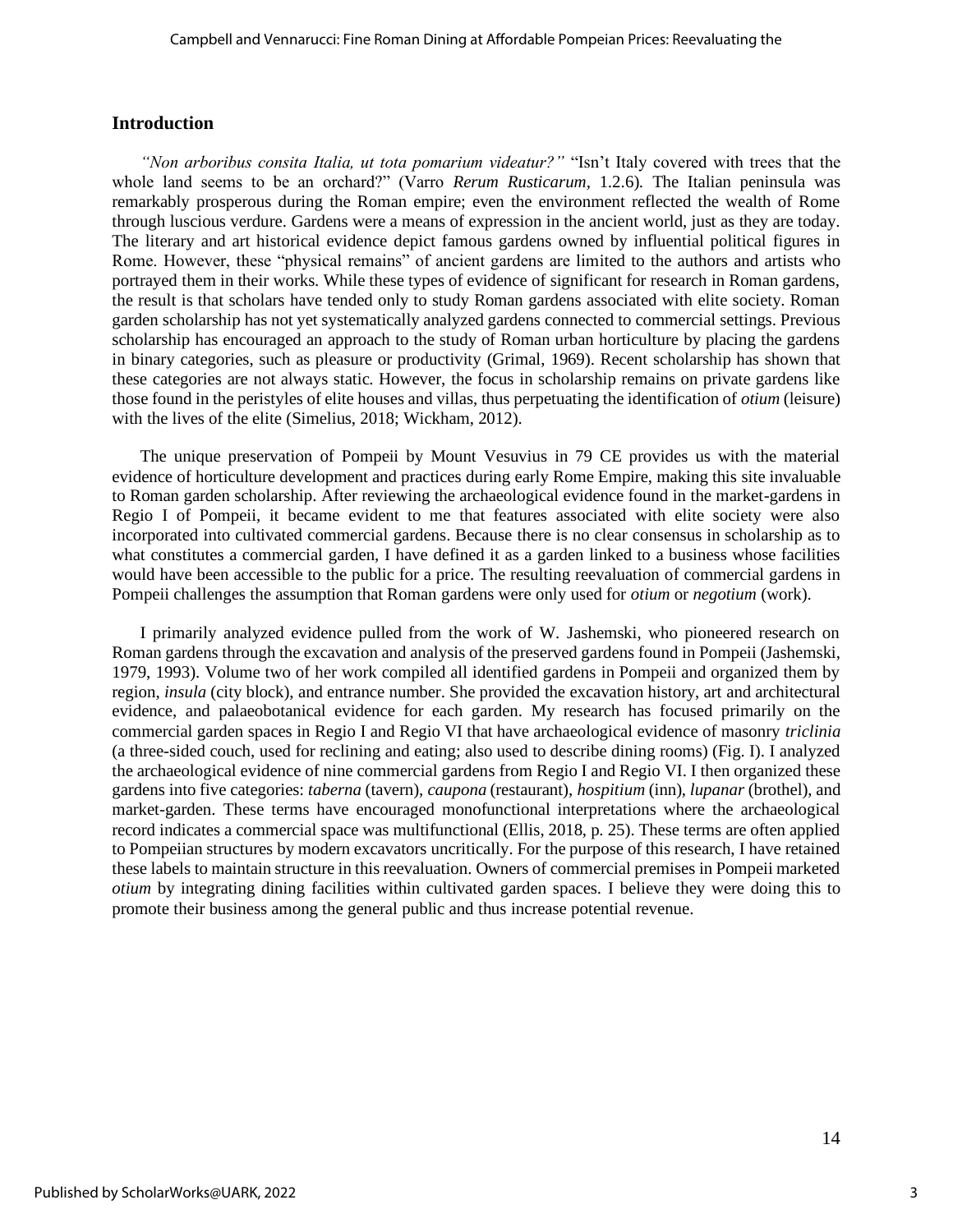## Introduction

*"Non arboribus consita Italia, ut tota pomarium videatur?"* "Isn't Italy covered with trees that the whole land seems to be an orchard?" (Varro *Rerum Rusticarum,* 1.2.6)*.* The Italian peninsula was remarkably prosperous during the Roman empire; even the environment reflected the wealth of Rome through luscious verdure. Gardens were a means of expression in the ancient world, just as they are today. The literary and art historical evidence depict famous gardens owned by influential political figures in Rome. However, these "physical remains" of ancient gardens are limited to the authors and artists who portrayed them in their works. While these types of evidence of significant for research in Roman gardens, the result is that scholars have tended only to study Roman gardens associated with elite society. Roman garden scholarship has not yet systematically analyzed gardens connected to commercial settings. Previous scholarship has encouraged an approach to the study of Roman urban horticulture by placing the gardens in binary categories, such as pleasure or productivity (Grimal, 1969). Recent scholarship has shown that these categories are not always static. However, the focus in scholarship remains on private gardens like those found in the peristyles of elite houses and villas, thus perpetuating the identification of *otium* (leisure) with the lives of the elite (Simelius, 2018; Wickham, 2012).

The unique preservation of Pompeii by Mount Vesuvius in 79 CE provides us with the material evidence of horticulture development and practices during early Rome Empire, making this site invaluable to Roman garden scholarship. After reviewing the archaeological evidence found in the market-gardens in Regio I of Pompeii, it became evident to me that features associated with elite society were also incorporated into cultivated commercial gardens. Because there is no clear consensus in scholarship as to what constitutes a commercial garden, I have defined it as a garden linked to a business whose facilities would have been accessible to the public for a price. The resulting reevaluation of commercial gardens in Pompeii challenges the assumption that Roman gardens were only used for *otium* or *negotium* (work).

I primarily analyzed evidence pulled from the work of W. Jashemski, who pioneered research on Roman gardens through the excavation and analysis of the preserved gardens found in Pompeii (Jashemski, 1979, 1993). Volume two of her work compiled all identified gardens in Pompeii and organized them by region, *insula* (city block), and entrance number. She provided the excavation history, art and architectural evidence, and palaeobotanical evidence for each garden. My research has focused primarily on the commercial garden spaces in Regio I and Regio VI that have archaeological evidence of masonry *triclinia* (a three-sided couch, used for reclining and eating; also used to describe dining rooms) (Fig. I). I analyzed the archaeological evidence of nine commercial gardens from Regio I and Regio VI. I then organized these gardens into five categories: *taberna* (tavern), *caupona* (restaurant), *hospitium* (inn), *lupanar* (brothel), and market-garden. These terms have encouraged monofunctional interpretations where the archaeological record indicates a commercial space was multifunctional (Ellis, 2018, p. 25). These terms are often applied to Pompeiian structures by modern excavators uncritically. For the purpose of this research, I have retained these labels to maintain structure in this reevaluation. Owners of commercial premises in Pompeii marketed *otium* by integrating dining facilities within cultivated garden spaces. I believe they were doing this to promote their business among the general public and thus increase potential revenue.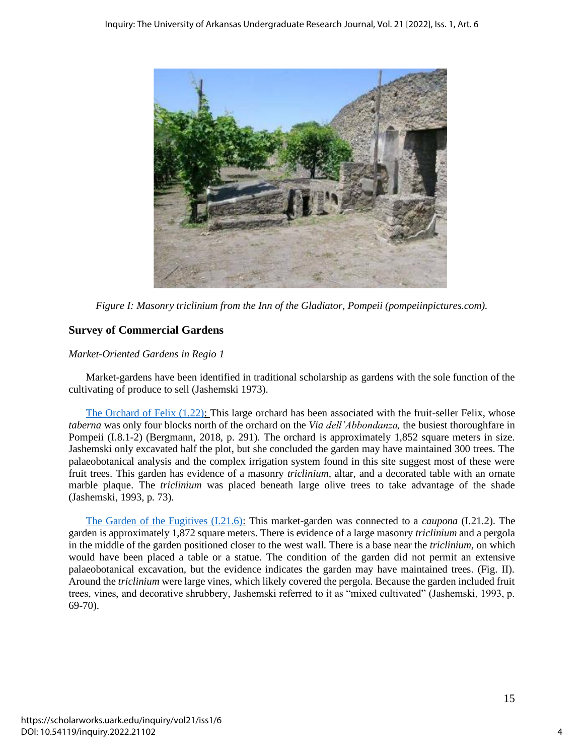*Figure I: Masonry triclinium from the Inn of the Gladiator, Pompeii (pompeiinpictures.com).*

## Survey of Commercial Gardens

*Market-Oriented Gardens in Regio 1*

Market-gardens have been identified in traditional scholarship as gardens with the sole function of the cultivating of produce to sell (Jashemski 1973).

The Orchard of Felix (1.22): This large orchard has been associated with the fruit-seller Felix, whose *taberna* was only four blocks north of the orchard on the *Via dell'Abbondanza,* the busiest thoroughfare in Pompeii (I.8.1-2) (Bergmann, 2018, p. 291). The orchard is approximately 1,852 square meters in size. Jashemski only excavated half the plot, but she concluded the garden may have maintained 300 trees. The palaeobotanical analysis and the complex irrigation system found in this site suggest most of these were fruit trees. This garden has evidence of a masonry *triclinium*, altar, and a decorated table with an ornate marble plaque. The *triclinium* was placed beneath large olive trees to take advantage of the shade (Jashemski, 1993, p. 73).

The Garden of the Fugitives (I.21.6): This market-garden was connected to a *caupona* (I.21.2). The garden is approximately 1,872 square meters. There is evidence of a large masonry *triclinium* and a pergola in the middle of the garden positioned closer to the west wall. There is a base near the *triclinium,* on which would have been placed a table or a statue. The condition of the garden did not permit an extensive palaeobotanical excavation, but the evidence indicates the garden may have maintained trees. (Fig. II). Around the *triclinium* were large vines, which likely covered the pergola. Because the garden included fruit trees, vines, and decorative shrubbery, Jashemski referred to it as "mixed cultivated" (Jashemski, 1993, p. 69-70).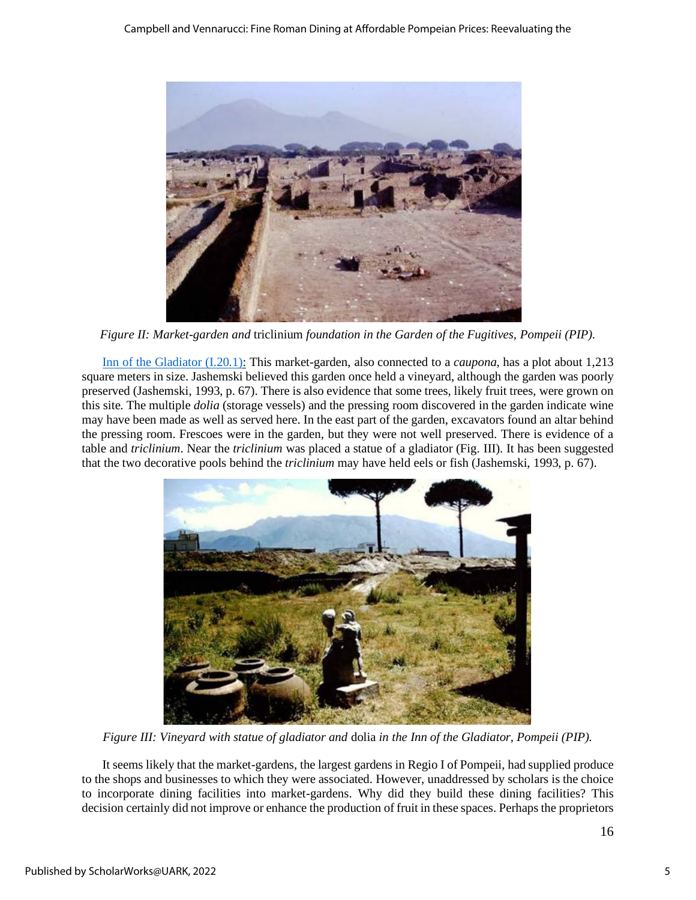*Figure II: Market-garden and* triclinium *foundation in the Garden of the Fugitives, Pompeii (PIP).*

Inn of the Gladiator (I.20.1): This market-garden, also connected to a *caupona*, has a plot about 1,213 square meters in size. Jashemski believed this garden once held a vineyard, although the garden was poorly preserved (Jashemski, 1993, p. 67). There is also evidence that some trees, likely fruit trees, were grown on this site. The multiple *dolia* (storage vessels) and the pressing room discovered in the garden indicate wine may have been made as well as served here. In the east part of the garden, excavators found an altar behind the pressing room. Frescoes were in the garden, but they were not well preserved. There is evidence of a table and *triclinium*. Near the *triclinium* was placed a statue of a gladiator (Fig. III). It has been suggested that the two decorative pools behind the *triclinium* may have held eels or fish (Jashemski, 1993, p. 67).

*Figure III: Vineyard with statue of gladiator and* dolia *in the Inn of the Gladiator, Pompeii (PIP).*

It seems likely that the market-gardens, the largest gardens in Regio I of Pompeii, had supplied produce to the shops and businesses to which they were associated. However, unaddressed by scholars is the choice to incorporate dining facilities into market-gardens. Why did they build these dining facilities? This decision certainly did not improve or enhance the production of fruit in these spaces. Perhaps the proprietors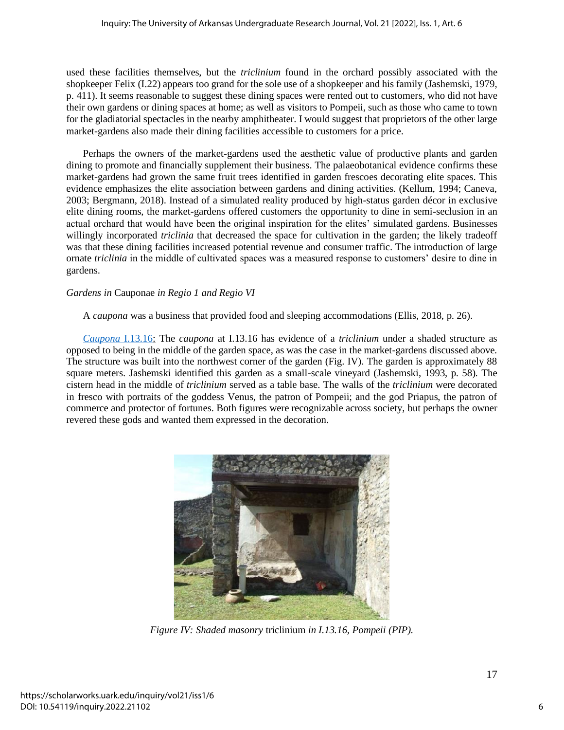used these facilities themselves, but the *triclinium* found in the orchard possibly associated with the shopkeeper Felix (I.22) appears too grand for the sole use of a shopkeeper and his family (Jashemski, 1979, p. 411). It seems reasonable to suggest these dining spaces were rented out to customers, who did not have their own gardens or dining spaces at home; as well as visitors to Pompeii, such as those who came to town for the gladiatorial spectacles in the nearby amphitheater. I would suggest that proprietors of the other large market-gardens also made their dining facilities accessible to customers for a price.

Perhaps the owners of the market-gardens used the aesthetic value of productive plants and garden dining to promote and financially supplement their business. The palaeobotanical evidence confirms these market-gardens had grown the same fruit trees identified in garden frescoes decorating elite spaces. This evidence emphasizes the elite association between gardens and dining activities. (Kellum, 1994; Caneva, 2003; Bergmann, 2018). Instead of a simulated reality produced by high-status garden décor in exclusive elite dining rooms, the market-gardens offered customers the opportunity to dine in semi-seclusion in an actual orchard that would have been the original inspiration for the elites' simulated gardens. Businesses willingly incorporated *triclinia* that decreased the space for cultivation in the garden; the likely tradeoff was that these dining facilities increased potential revenue and consumer traffic. The introduction of large ornate *triclinia* in the middle of cultivated spaces was a measured response to customers' desire to dine in gardens.

### *Gardens in* Cauponae *in Regio 1 and Regio VI*

A *caupona* was a business that provided food and sleeping accommodations (Ellis, 2018, p. 26).

*Caupona* I.13.16: The *caupona* at I.13.16 has evidence of a *triclinium* under a shaded structure as opposed to being in the middle of the garden space, as was the case in the market-gardens discussed above. The structure was built into the northwest corner of the garden (Fig. IV). The garden is approximately 88 square meters. Jashemski identified this garden as a small-scale vineyard (Jashemski, 1993, p. 58). The cistern head in the middle of *triclinium* served as a table base. The walls of the *triclinium* were decorated in fresco with portraits of the goddess Venus, the patron of Pompeii; and the god Priapus, the patron of commerce and protector of fortunes. Both figures were recognizable across society, but perhaps the owner revered these gods and wanted them expressed in the decoration.

*Figure IV: Shaded masonry* triclinium *in I.13.16, Pompeii (PIP).*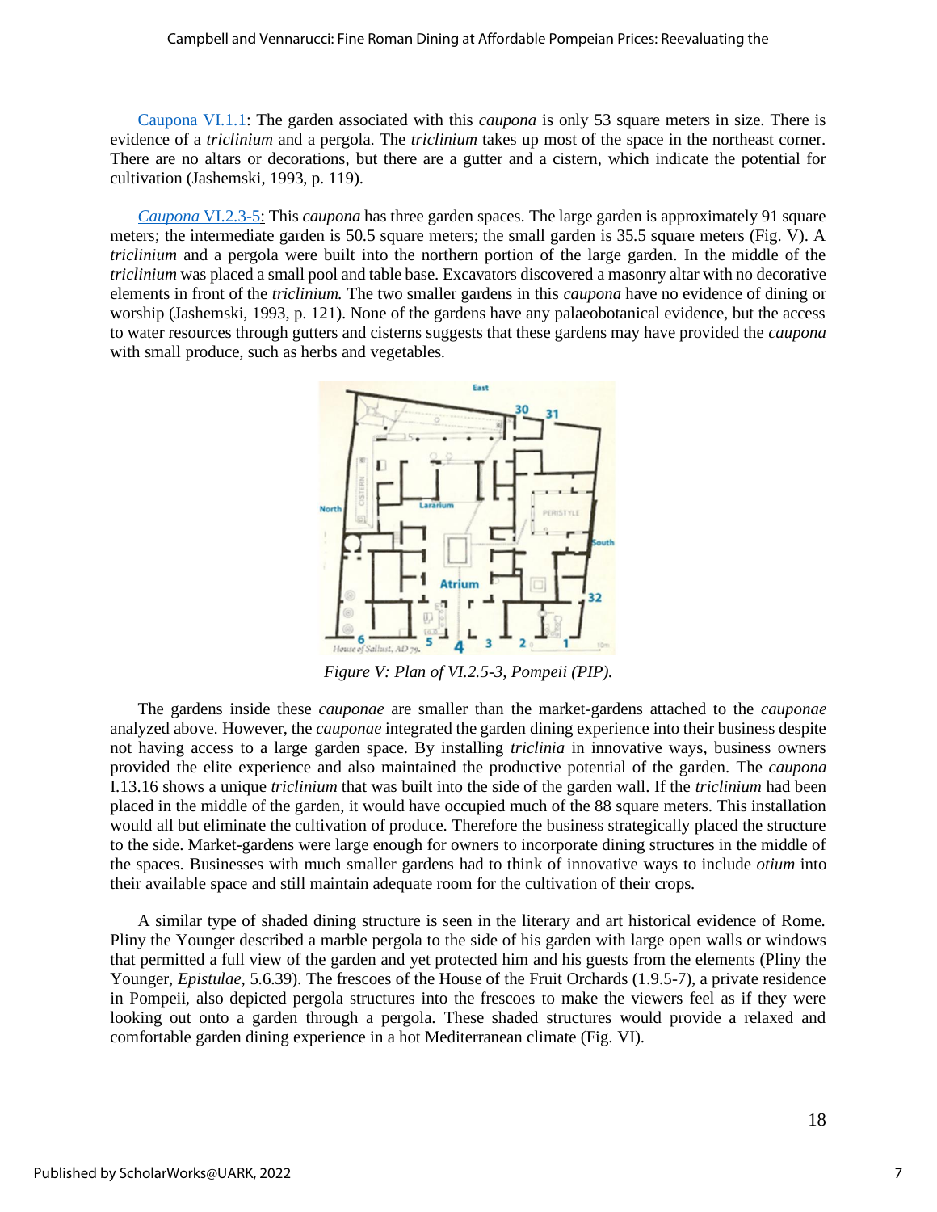Caupona VI.1.1: The garden associated with this *caupona* is only 53 square meters in size. There is evidence of a *triclinium* and a pergola. The *triclinium* takes up most of the space in the northeast corner. There are no altars or decorations, but there are a gutter and a cistern, which indicate the potential for cultivation (Jashemski, 1993, p. 119).

*Caupona* VI.2.3-5: This *caupona* has three garden spaces. The large garden is approximately 91 square meters; the intermediate garden is 50.5 square meters; the small garden is 35.5 square meters (Fig. V). A *triclinium* and a pergola were built into the northern portion of the large garden. In the middle of the *triclinium* was placed a small pool and table base. Excavators discovered a masonry altar with no decorative elements in front of the *triclinium.* The two smaller gardens in this *caupona* have no evidence of dining or worship (Jashemski, 1993, p. 121). None of the gardens have any palaeobotanical evidence, but the access to water resources through gutters and cisterns suggests that these gardens may have provided the *caupona* with small produce, such as herbs and vegetables.

*Figure V: Plan of VI.2.5-3, Pompeii (PIP).*

The gardens inside these *cauponae* are smaller than the market-gardens attached to the *cauponae* analyzed above. However, the *cauponae* integrated the garden dining experience into their business despite not having access to a large garden space. By installing *triclinia* in innovative ways, business owners provided the elite experience and also maintained the productive potential of the garden. The *caupona* I.13.16 shows a unique *triclinium* that was built into the side of the garden wall. If the *triclinium* had been placed in the middle of the garden, it would have occupied much of the 88 square meters. This installation would all but eliminate the cultivation of produce. Therefore the business strategically placed the structure to the side. Market-gardens were large enough for owners to incorporate dining structures in the middle of the spaces. Businesses with much smaller gardens had to think of innovative ways to include *otium* into their available space and still maintain adequate room for the cultivation of their crops.

A similar type of shaded dining structure is seen in the literary and art historical evidence of Rome. Pliny the Younger described a marble pergola to the side of his garden with large open walls or windows that permitted a full view of the garden and yet protected him and his guests from the elements (Pliny the Younger, *Epistulae*, 5.6.39). The frescoes of the House of the Fruit Orchards (1.9.5-7), a private residence in Pompeii, also depicted pergola structures into the frescoes to make the viewers feel as if they were looking out onto a garden through a pergola. These shaded structures would provide a relaxed and comfortable garden dining experience in a hot Mediterranean climate (Fig. VI).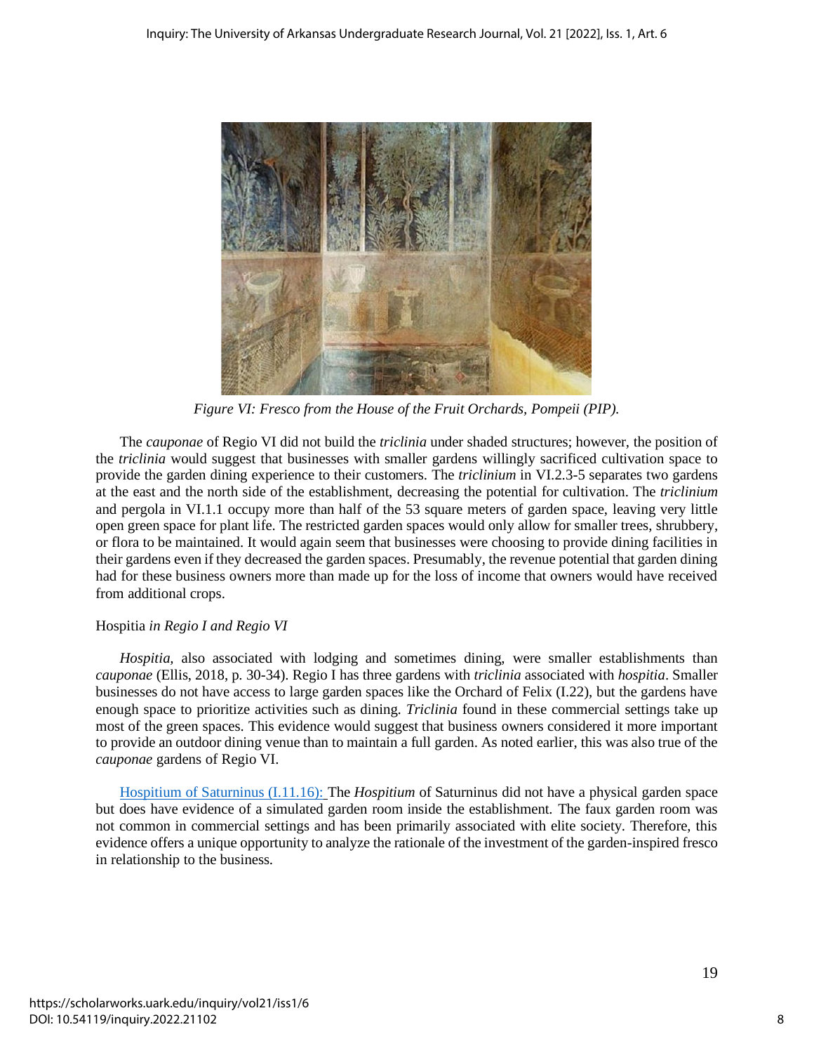*Figure VI: Fresco from the House of the Fruit Orchards, Pompeii (PIP).*

The *cauponae* of Regio VI did not build the *triclinia* under shaded structures; however, the position of the *triclinia* would suggest that businesses with smaller gardens willingly sacrificed cultivation space to provide the garden dining experience to their customers. The *triclinium* in VI.2.3-5 separates two gardens at the east and the north side of the establishment, decreasing the potential for cultivation. The *triclinium* and pergola in VI.1.1 occupy more than half of the 53 square meters of garden space, leaving very little open green space for plant life. The restricted garden spaces would only allow for smaller trees, shrubbery, or flora to be maintained. It would again seem that businesses were choosing to provide dining facilities in their gardens even if they decreased the garden spaces. Presumably, the revenue potential that garden dining had for these business owners more than made up for the loss of income that owners would have received from additional crops.

### Hospitia *in Regio I and Regio VI*

*Hospitia,* also associated with lodging and sometimes dining, were smaller establishments than *cauponae* (Ellis, 2018, p. 30-34). Regio I has three gardens with *triclinia* associated with *hospitia*. Smaller businesses do not have access to large garden spaces like the Orchard of Felix (I.22), but the gardens have enough space to prioritize activities such as dining. *Triclinia* found in these commercial settings take up most of the green spaces. This evidence would suggest that business owners considered it more important to provide an outdoor dining venue than to maintain a full garden. As noted earlier, this was also true of the *cauponae* gardens of Regio VI.

Hospitium of Saturninus (I.11.16): The *Hospitium* of Saturninus did not have a physical garden space but does have evidence of a simulated garden room inside the establishment. The faux garden room was not common in commercial settings and has been primarily associated with elite society. Therefore, this evidence offers a unique opportunity to analyze the rationale of the investment of the garden-inspired fresco in relationship to the business.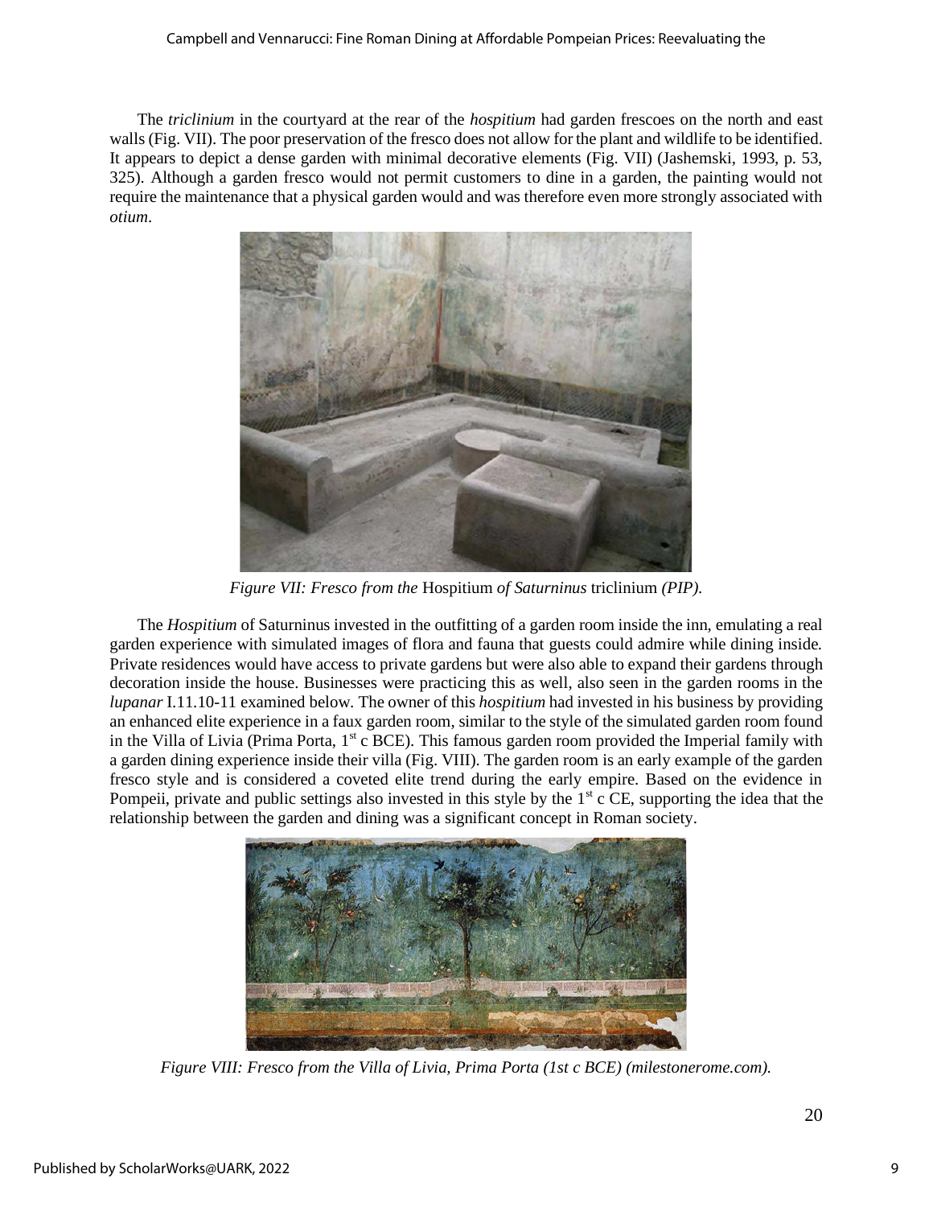The *triclinium* in the courtyard at the rear of the *hospitium* had garden frescoes on the north and east walls (Fig. VII). The poor preservation of the fresco does not allow for the plant and wildlife to be identified. It appears to depict a dense garden with minimal decorative elements (Fig. VII) (Jashemski, 1993, p. 53, 325). Although a garden fresco would not permit customers to dine in a garden, the painting would not require the maintenance that a physical garden would and was therefore even more strongly associated with *otium*.

*Figure VII: Fresco from the* Hospitium *of Saturninus* triclinium *(PIP).*

The *Hospitium* of Saturninus invested in the outfitting of a garden room inside the inn, emulating a real garden experience with simulated images of flora and fauna that guests could admire while dining inside. Private residences would have access to private gardens but were also able to expand their gardens through decoration inside the house. Businesses were practicing this as well, also seen in the garden rooms in the *lupanar* I.11.10-11 examined below. The owner of this *hospitium* had invested in his business by providing an enhanced elite experience in a faux garden room, similar to the style of the simulated garden room found in the Villa of Livia (Prima Porta, 1st c BCE). This famous garden room provided the Imperial family with a garden dining experience inside their villa (Fig. VIII). The garden room is an early example of the garden fresco style and is considered a coveted elite trend during the early empire. Based on the evidence in Pompeii, private and public settings also invested in this style by the 1st c CE, supporting the idea that the relationship between the garden and dining was a significant concept in Roman society.

*Figure VIII: Fresco from the Villa of Livia, Prima Porta (1st c BCE) (milestonerome.com).*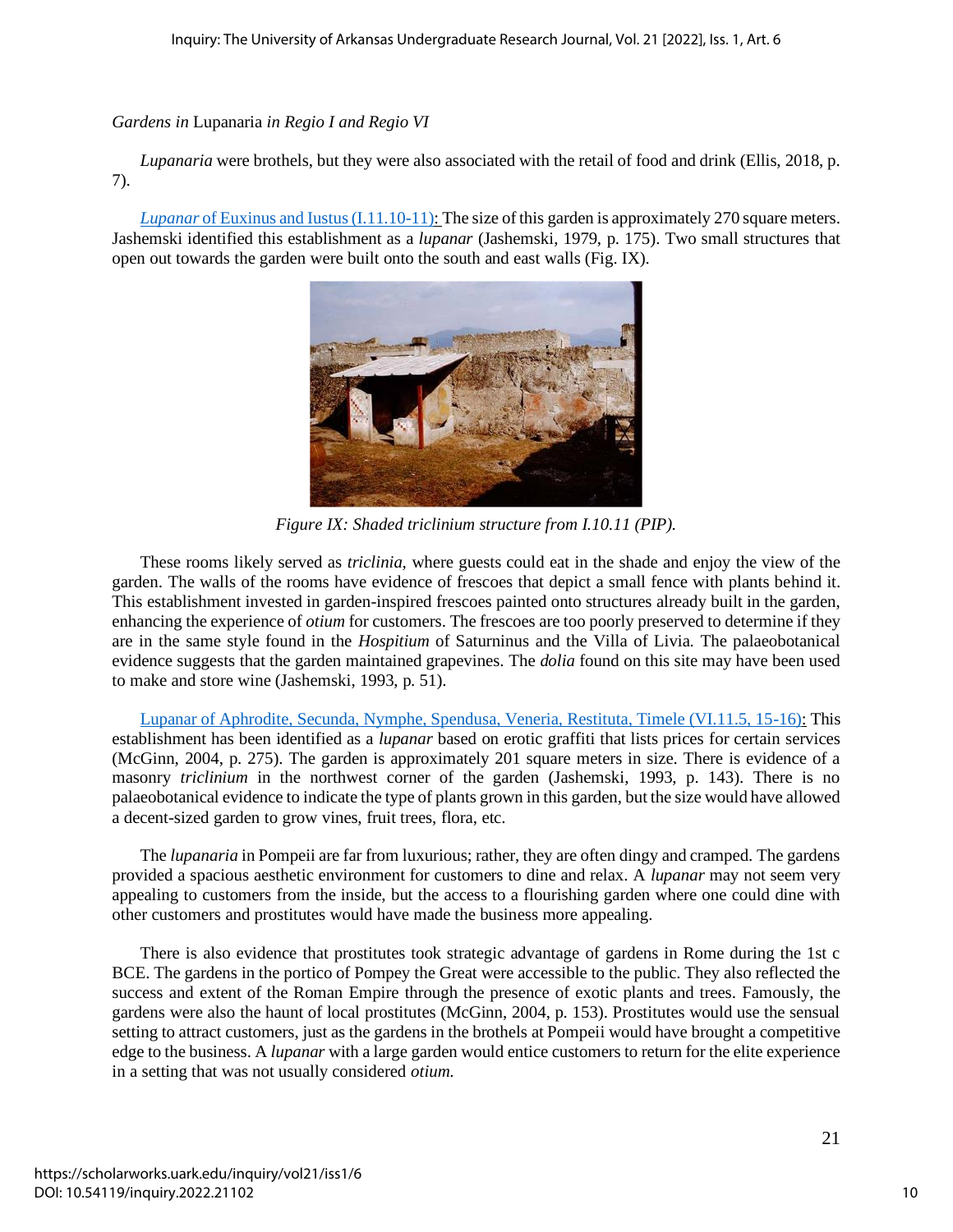### *Gardens in* Lupanaria *in Regio I and Regio VI*

*Lupanaria* were brothels, but they were also associated with the retail of food and drink (Ellis, 2018, p. 7).

*Lupanar* of Euxinus and Iustus (I.11.10-11): The size of this garden is approximately 270 square meters. Jashemski identified this establishment as a *lupanar* (Jashemski, 1979, p. 175). Two small structures that open out towards the garden were built onto the south and east walls (Fig. IX).

*Figure IX: Shaded triclinium structure from I.10.11 (PIP).*

These rooms likely served as *triclinia*, where guests could eat in the shade and enjoy the view of the garden. The walls of the rooms have evidence of frescoes that depict a small fence with plants behind it. This establishment invested in garden-inspired frescoes painted onto structures already built in the garden, enhancing the experience of *otium* for customers. The frescoes are too poorly preserved to determine if they are in the same style found in the *Hospitium* of Saturninus and the Villa of Livia. The palaeobotanical evidence suggests that the garden maintained grapevines. The *dolia* found on this site may have been used to make and store wine (Jashemski, 1993, p. 51).

Lupanar of Aphrodite, Secunda, Nymphe, Spendusa, Veneria, Restituta, Timele (VI.11.5, 15-16): This establishment has been identified as a *lupanar* based on erotic graffiti that lists prices for certain services (McGinn, 2004, p. 275). The garden is approximately 201 square meters in size. There is evidence of a masonry *triclinium* in the northwest corner of the garden (Jashemski, 1993, p. 143). There is no palaeobotanical evidence to indicate the type of plants grown in this garden, but the size would have allowed a decent-sized garden to grow vines, fruit trees, flora, etc.

The *lupanaria* in Pompeii are far from luxurious; rather, they are often dingy and cramped. The gardens provided a spacious aesthetic environment for customers to dine and relax. A *lupanar* may not seem very appealing to customers from the inside, but the access to a flourishing garden where one could dine with other customers and prostitutes would have made the business more appealing.

There is also evidence that prostitutes took strategic advantage of gardens in Rome during the 1st c BCE. The gardens in the portico of Pompey the Great were accessible to the public. They also reflected the success and extent of the Roman Empire through the presence of exotic plants and trees. Famously, the gardens were also the haunt of local prostitutes (McGinn, 2004, p. 153). Prostitutes would use the sensual setting to attract customers, just as the gardens in the brothels at Pompeii would have brought a competitive edge to the business. A *lupanar* with a large garden would entice customers to return for the elite experience in a setting that was not usually considered *otium.*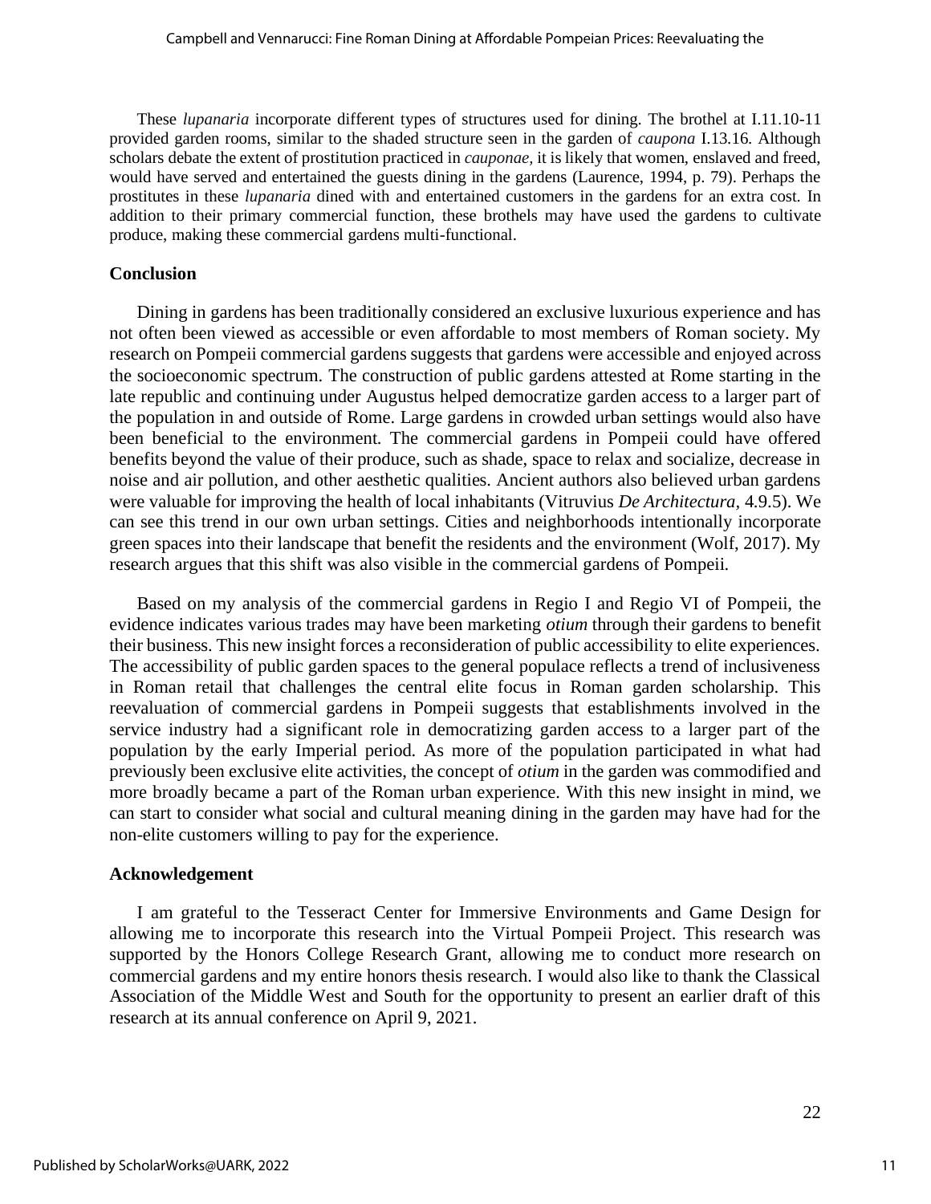These *lupanaria* incorporate different types of structures used for dining. The brothel at I.11.10-11 provided garden rooms, similar to the shaded structure seen in the garden of *caupona* I.13.16. Although scholars debate the extent of prostitution practiced in *cauponae*, it is likely that women, enslaved and freed, would have served and entertained the guests dining in the gardens (Laurence, 1994, p. 79). Perhaps the prostitutes in these *lupanaria* dined with and entertained customers in the gardens for an extra cost. In addition to their primary commercial function, these brothels may have used the gardens to cultivate produce, making these commercial gardens multi-functional.

## Conclusion

Dining in gardens has been traditionally considered an exclusive luxurious experience and has not often been viewed as accessible or even affordable to most members of Roman society. My research on Pompeii commercial gardens suggests that gardens were accessible and enjoyed across the socioeconomic spectrum. The construction of public gardens attested at Rome starting in the late republic and continuing under Augustus helped democratize garden access to a larger part of the population in and outside of Rome. Large gardens in crowded urban settings would also have been beneficial to the environment. The commercial gardens in Pompeii could have offered benefits beyond the value of their produce, such as shade, space to relax and socialize, decrease in noise and air pollution, and other aesthetic qualities. Ancient authors also believed urban gardens were valuable for improving the health of local inhabitants (Vitruvius *De Architectura*, 4.9.5). We can see this trend in our own urban settings. Cities and neighborhoods intentionally incorporate green spaces into their landscape that benefit the residents and the environment (Wolf, 2017). My research argues that this shift was also visible in the commercial gardens of Pompeii.

Based on my analysis of the commercial gardens in Regio I and Regio VI of Pompeii, the evidence indicates various trades may have been marketing *otium* through their gardens to benefit their business. This new insight forces a reconsideration of public accessibility to elite experiences. The accessibility of public garden spaces to the general populace reflects a trend of inclusiveness in Roman retail that challenges the central elite focus in Roman garden scholarship. This reevaluation of commercial gardens in Pompeii suggests that establishments involved in the service industry had a significant role in democratizing garden access to a larger part of the population by the early Imperial period. As more of the population participated in what had previously been exclusive elite activities, the concept of *otium* in the garden was commodified and more broadly became a part of the Roman urban experience. With this new insight in mind, we can start to consider what social and cultural meaning dining in the garden may have had for the non-elite customers willing to pay for the experience.

## Acknowledgement

I am grateful to the Tesseract Center for Immersive Environments and Game Design for allowing me to incorporate this research into the Virtual Pompeii Project. This research was supported by the Honors College Research Grant, allowing me to conduct more research on commercial gardens and my entire honors thesis research. I would also like to thank the Classical Association of the Middle West and South for the opportunity to present an earlier draft of this research at its annual conference on April 9, 2021.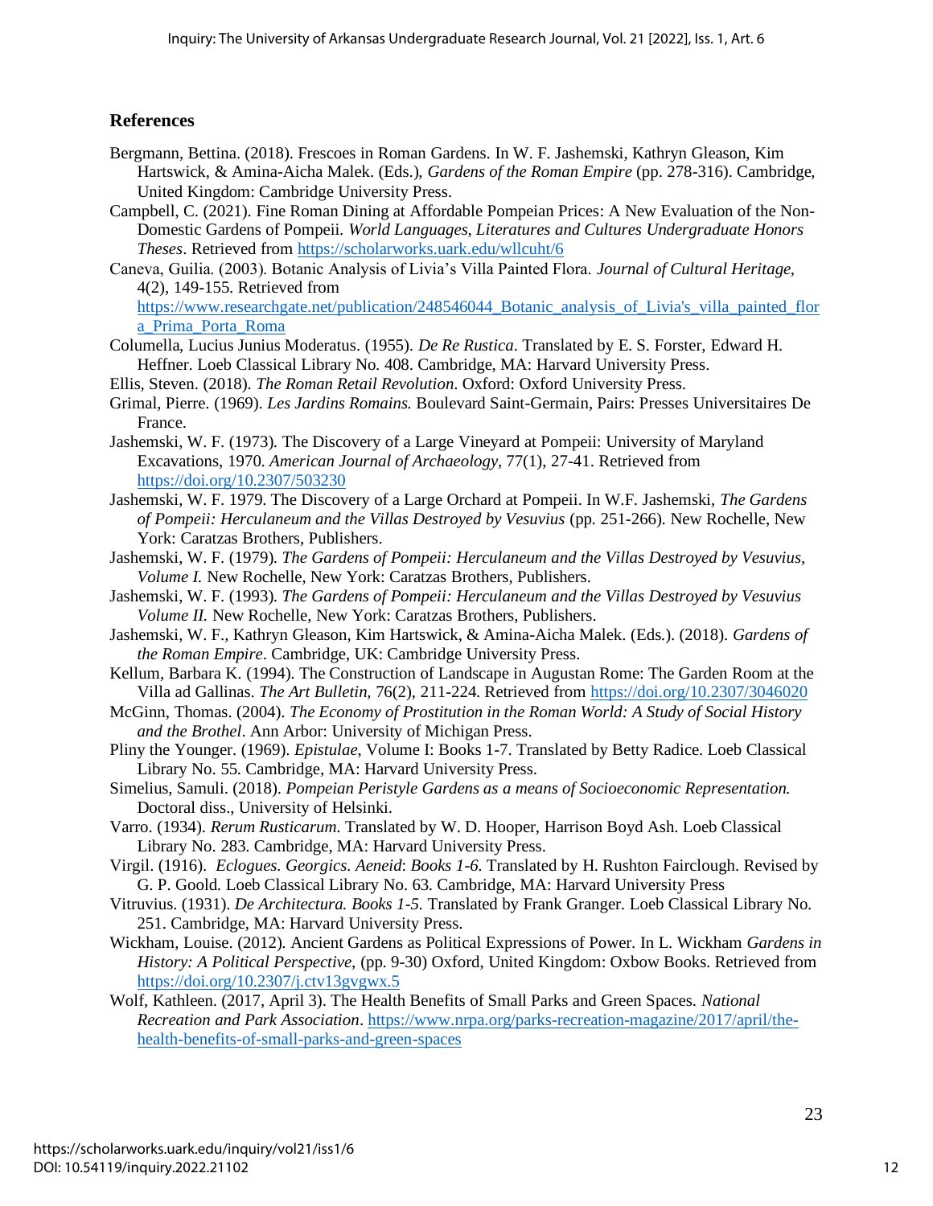## References

Bergmann, Bettina. (2018). Frescoes in Roman Gardens. In W. F. Jashemski, Kathryn Gleason, Kim Hartswick, & Amina-Aicha Malek. (Eds.), *Gardens of the Roman Empire* (pp. 278-316). Cambridge, United Kingdom: Cambridge University Press.

Campbell, C. (2021). Fine Roman Dining at Affordable Pompeian Prices: A New Evaluation of the Non-Domestic Gardens of Pompeii. *World Languages, Literatures and Cultures Undergraduate Honors Theses*. Retrieved from https://scholarworks.uark.edu/wllcuht/6

Caneva, Guilia. (2003). Botanic Analysis of Livia's Villa Painted Flora. *Journal of Cultural Heritage*, 4(2), 149-155. Retrieved from https://www.researchgate.net/publication/248546044_Botanic_analysis_of_Livia's_villa_painted_flora_Prima_Porta_Roma

Columella, Lucius Junius Moderatus. (1955). *De Re Rustica*. Translated by E. S. Forster, Edward H. Heffner. Loeb Classical Library No. 408. Cambridge, MA: Harvard University Press.

Ellis, Steven. (2018). *The Roman Retail Revolution*. Oxford: Oxford University Press.

Grimal, Pierre. (1969). *Les Jardins Romains.* Boulevard Saint-Germain, Pairs: Presses Universitaires De France.

Jashemski, W. F. (1973). The Discovery of a Large Vineyard at Pompeii: University of Maryland Excavations, 1970. *American Journal of Archaeology,* 77(1), 27-41. Retrieved from https://doi.org/10.2307/503230

Jashemski, W. F. 1979. The Discovery of a Large Orchard at Pompeii. In W.F. Jashemski, *The Gardens of Pompeii: Herculaneum and the Villas Destroyed by Vesuvius* (pp. 251-266). New Rochelle, New York: Caratzas Brothers, Publishers.

Jashemski, W. F. (1979). *The Gardens of Pompeii: Herculaneum and the Villas Destroyed by Vesuvius, Volume I.* New Rochelle, New York: Caratzas Brothers, Publishers.

Jashemski, W. F. (1993). *The Gardens of Pompeii: Herculaneum and the Villas Destroyed by Vesuvius Volume II.* New Rochelle, New York: Caratzas Brothers, Publishers.

Jashemski, W. F., Kathryn Gleason, Kim Hartswick, & Amina-Aicha Malek. (Eds.). (2018). *Gardens of the Roman Empire*. Cambridge, UK: Cambridge University Press.

Kellum, Barbara K. (1994). The Construction of Landscape in Augustan Rome: The Garden Room at the Villa ad Gallinas. *The Art Bulletin*, 76(2), 211-224. Retrieved from https://doi.org/10.2307/3046020

McGinn, Thomas. (2004). *The Economy of Prostitution in the Roman World: A Study of Social History and the Brothel*. Ann Arbor: University of Michigan Press.

Pliny the Younger. (1969). *Epistulae*, Volume I: Books 1-7. Translated by Betty Radice. Loeb Classical Library No. 55. Cambridge, MA: Harvard University Press.

Simelius, Samuli. (2018). *Pompeian Peristyle Gardens as a means of Socioeconomic Representation.* Doctoral diss., University of Helsinki.

Varro. (1934). *Rerum Rusticarum.* Translated by W. D. Hooper, Harrison Boyd Ash. Loeb Classical Library No. 283. Cambridge, MA: Harvard University Press.

Virgil. (1916). *Eclogues. Georgics. Aeneid*: *Books 1-6*. Translated by H. Rushton Fairclough. Revised by G. P. Goold. Loeb Classical Library No. 63. Cambridge, MA: Harvard University Press

Vitruvius. (1931). *De Architectura. Books 1-5.* Translated by Frank Granger. Loeb Classical Library No. 251. Cambridge, MA: Harvard University Press.

Wickham, Louise. (2012). Ancient Gardens as Political Expressions of Power. In L. Wickham *Gardens in History: A Political Perspective*, (pp. 9-30) Oxford, United Kingdom: Oxbow Books. Retrieved from https://doi.org/10.2307/j.ctv13gvgwx.5

Wolf, Kathleen. (2017, April 3). The Health Benefits of Small Parks and Green Spaces. *National Recreation and Park Association*. https://www.nrpa.org/parks-recreation-magazine/2017/april/the-health-benefits-of-small-parks-and-green-spaces